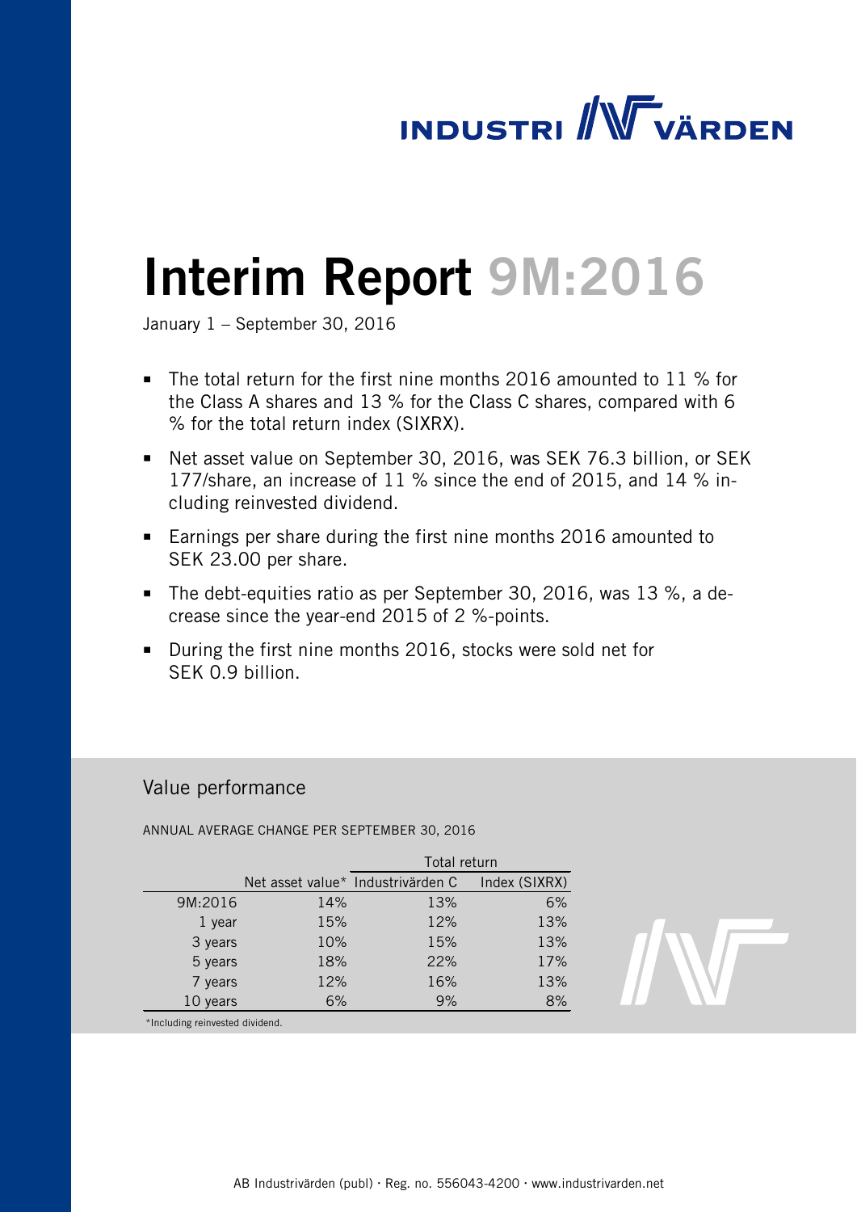INDUSTRI VÄRDEN

# Interim Report 9M:2016

January 1 – September 30, 2016

- The total return for the first nine months 2016 amounted to 11 % for the Class A shares and 13 % for the Class C shares, compared with 6 % for the total return index (SIXRX).
- Net asset value on September 30, 2016, was SEK 76.3 billion, or SEK 177/share, an increase of 11 % since the end of 2015, and 14 % including reinvested dividend.
- Earnings per share during the first nine months 2016 amounted to SEK 23.00 per share.
- The debt-equities ratio as per September 30, 2016, was 13 %, a decrease since the year-end 2015 of 2 %-points.
- During the first nine months 2016, stocks were sold net for SEK 0.9 billion.

## Value performance

ANNUAL AVERAGE CHANGE PER SEPTEMBER 30, 2016

| | | Total return | |
|---|---|---|---|
| | Net asset value* | Industrivärden C | Index (SIXRX) |
| 9M:2016 | 14% | 13% | 6% |
| 1 year | 15% | 12% | 13% |
| 3 years | 10% | 15% | 13% |
| 5 years | 18% | 22% | 17% |
| 7 years | 12% | 16% | 13% |
| 10 years | 6% | 9% | 8% |

*Including reinvested dividend.

AB Industrivärden (publ) · Reg. no. 556043-4200 · www.industrivarden.net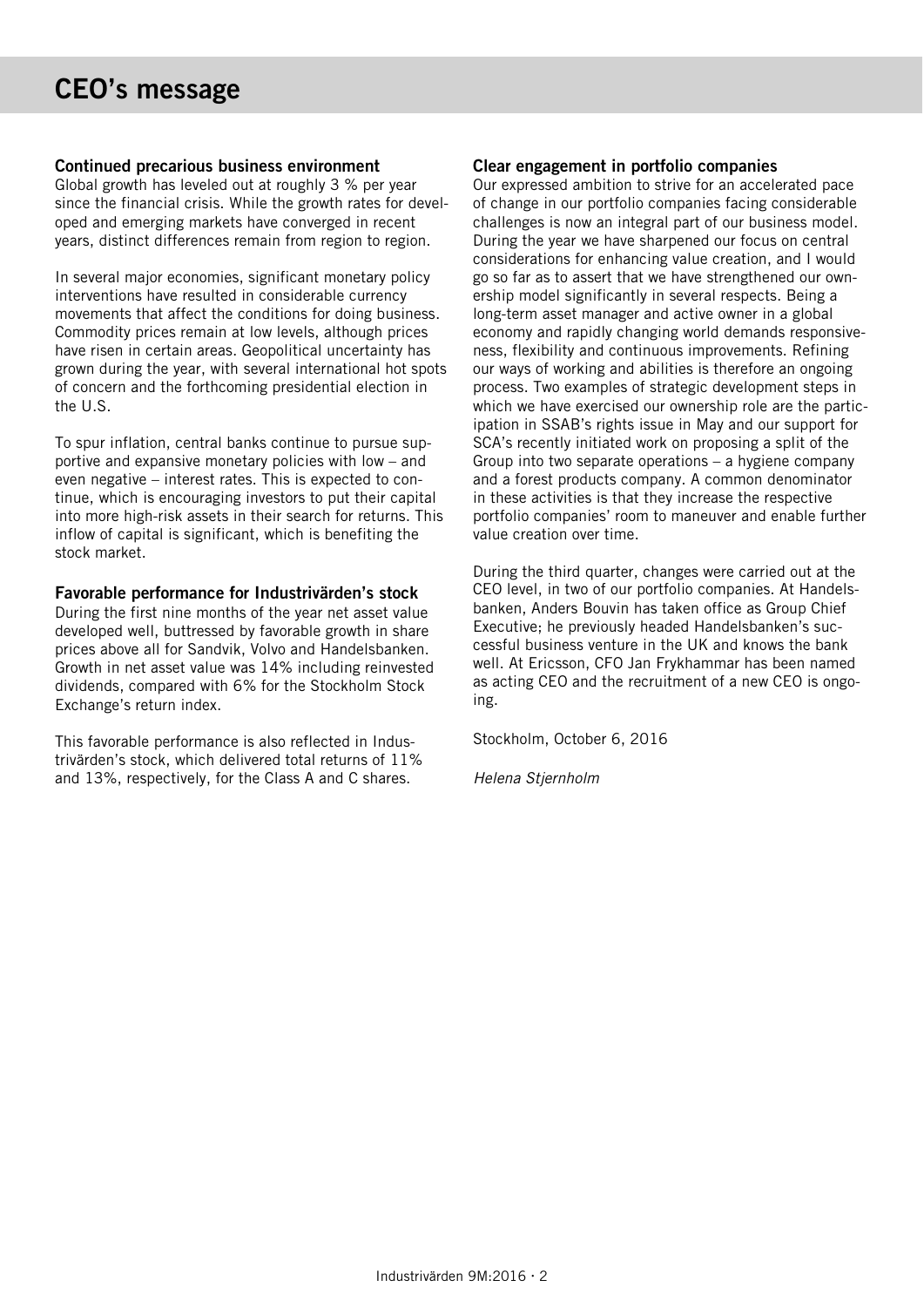# CEO's message

### Continued precarious business environment

Global growth has leveled out at roughly 3 % per year since the financial crisis. While the growth rates for developed and emerging markets have converged in recent years, distinct differences remain from region to region.

In several major economies, significant monetary policy interventions have resulted in considerable currency movements that affect the conditions for doing business. Commodity prices remain at low levels, although prices have risen in certain areas. Geopolitical uncertainty has grown during the year, with several international hot spots of concern and the forthcoming presidential election in the U.S.

To spur inflation, central banks continue to pursue supportive and expansive monetary policies with low – and even negative – interest rates. This is expected to continue, which is encouraging investors to put their capital into more high-risk assets in their search for returns. This inflow of capital is significant, which is benefiting the stock market.

### Favorable performance for Industrivärden's stock

During the first nine months of the year net asset value developed well, buttressed by favorable growth in share prices above all for Sandvik, Volvo and Handelsbanken. Growth in net asset value was 14% including reinvested dividends, compared with 6% for the Stockholm Stock Exchange's return index.

This favorable performance is also reflected in Industrivärden's stock, which delivered total returns of 11% and 13%, respectively, for the Class A and C shares.

### Clear engagement in portfolio companies

Our expressed ambition to strive for an accelerated pace of change in our portfolio companies facing considerable challenges is now an integral part of our business model. During the year we have sharpened our focus on central considerations for enhancing value creation, and I would go so far as to assert that we have strengthened our ownership model significantly in several respects. Being a long-term asset manager and active owner in a global economy and rapidly changing world demands responsiveness, flexibility and continuous improvements. Refining our ways of working and abilities is therefore an ongoing process. Two examples of strategic development steps in which we have exercised our ownership role are the participation in SSAB's rights issue in May and our support for SCA's recently initiated work on proposing a split of the Group into two separate operations – a hygiene company and a forest products company. A common denominator in these activities is that they increase the respective portfolio companies' room to maneuver and enable further value creation over time.

During the third quarter, changes were carried out at the CEO level, in two of our portfolio companies. At Handelsbanken, Anders Bouvin has taken office as Group Chief Executive; he previously headed Handelsbanken's successful business venture in the UK and knows the bank well. At Ericsson, CFO Jan Frykhammar has been named as acting CEO and the recruitment of a new CEO is ongoing.

Stockholm, October 6, 2016

*Helena Stjernholm*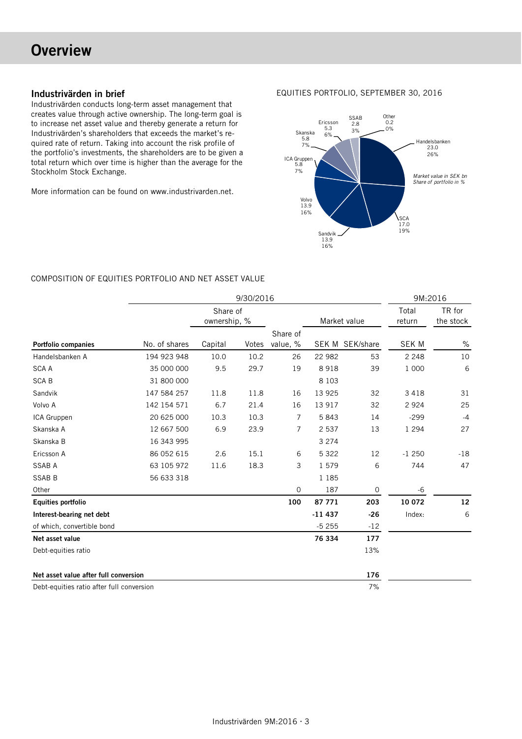# Overview

## Industrivärden in brief

Industrivärden conducts long-term asset management that creates value through active ownership. The long-term goal is to increase net asset value and thereby generate a return for Industrivärden's shareholders that exceeds the market's required rate of return. Taking into account the risk profile of the portfolio's investments, the shareholders are to be given a total return which over time is higher than the average for the Stockholm Stock Exchange.

More information can be found on www.industrivarden.net.

EQUITIES PORTFOLIO, SEPTEMBER 30, 2016

| Company | Market value in SEK bn | Share of portfolio in % |
|---|---|---|
| Handelsbanken | 23.0 | 26% |
| SCA | 17.0 | 19% |
| Sandvik | 13.9 | 16% |
| Volvo | 13.9 | 16% |
| ICA Gruppen | 5.8 | 7% |
| Skanska | 5.8 | 7% |
| Ericsson | 5.3 | 6% |
| SSAB | 2.8 | 3% |
| Other | 0.2 | 0% |

*Market value in SEK bn Share of portfolio in %*

COMPOSITION OF EQUITIES PORTFOLIO AND NET ASSET VALUE

| | 9/30/2016 | | | | | | 9M:2016 | |
|---|---|---|---|---|---|---|---|---|
| | | Share of ownership, % | | | Market value | | Total return | TR for the stock |
| **Portfolio companies** | No. of shares | Capital | Votes | Share of value, % | SEK M | SEK/share | SEK M | % |
| Handelsbanken A | 194 923 948 | 10.0 | 10.2 | 26 | 22 982 | 53 | 2 248 | 10 |
| SCA A | 35 000 000 | 9.5 | 29.7 | 19 | 8 918 | 39 | 1 000 | 6 |
| SCA B | 31 800 000 | | | | 8 103 | | | |
| Sandvik | 147 584 257 | 11.8 | 11.8 | 16 | 13 925 | 32 | 3 418 | 31 |
| Volvo A | 142 154 571 | 6.7 | 21.4 | 16 | 13 917 | 32 | 2 924 | 25 |
| ICA Gruppen | 20 625 000 | 10.3 | 10.3 | 7 | 5 843 | 14 | -299 | -4 |
| Skanska A | 12 667 500 | 6.9 | 23.9 | 7 | 2 537 | 13 | 1 294 | 27 |
| Skanska B | 16 343 995 | | | | 3 274 | | | |
| Ericsson A | 86 052 615 | 2.6 | 15.1 | 6 | 5 322 | 12 | -1 250 | -18 |
| SSAB A | 63 105 972 | 11.6 | 18.3 | 3 | 1 579 | 6 | 744 | 47 |
| SSAB B | 56 633 318 | | | | 1 185 | | | |
| Other | | | | 0 | 187 | 0 | -6 | |
| **Equities portfolio** | | | | **100** | **87 771** | **203** | **10 072** | **12** |
| **Interest-bearing net debt** | | | | | **-11 437** | **-26** | Index: | 6 |
| of which, convertible bond | | | | | -5 255 | -12 | | |
| **Net asset value** | | | | | **76 334** | **177** | | |
| Debt-equities ratio | | | | | | 13% | | |
| | | | | | | | | |
| **Net asset value after full conversion** | | | | | | **176** | | |
| Debt-equities ratio after full conversion | | | | | | 7% | | |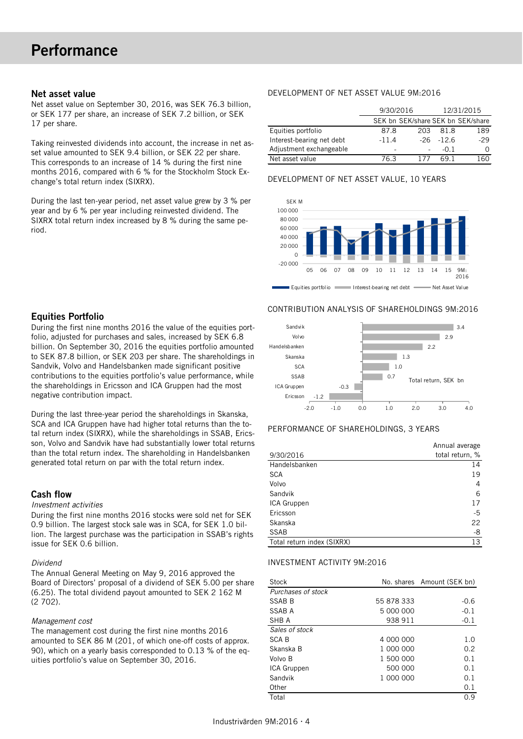# Performance

## Net asset value

Net asset value on September 30, 2016, was SEK 76.3 billion, or SEK 177 per share, an increase of SEK 7.2 billion, or SEK 17 per share.

Taking reinvested dividends into account, the increase in net asset value amounted to SEK 9.4 billion, or SEK 22 per share. This corresponds to an increase of 14 % during the first nine months 2016, compared with 6 % for the Stockholm Stock Exchange's total return index (SIXRX).

During the last ten-year period, net asset value grew by 3 % per year and by 6 % per year including reinvested dividend. The SIXRX total return index increased by 8 % during the same period.

DEVELOPMENT OF NET ASSET VALUE 9M:2016

| | 9/30/2016 | | 12/31/2015 | |
|---|---|---|---|---|
| | SEK bn | SEK/share | SEK bn | SEK/share |
| Equities portfolio | 87.8 | 203 | 81.8 | 189 |
| Interest-bearing net debt | -11.4 | -26 | -12.6 | -29 |
| Adjustment exchangeable | - | - | -0.1 | 0 |
| Net asset value | 76.3 | 177 | 69.1 | 160 |

DEVELOPMENT OF NET ASSET VALUE, 10 YEARS

CONTRIBUTION ANALYSIS OF SHAREHOLDINGS 9M:2016

## Equities Portfolio

During the first nine months 2016 the value of the equities portfolio, adjusted for purchases and sales, increased by SEK 6.8 billion. On September 30, 2016 the equities portfolio amounted to SEK 87.8 billion, or SEK 203 per share. The shareholdings in Sandvik, Volvo and Handelsbanken made significant positive contributions to the equities portfolio's value performance, while the shareholdings in Ericsson and ICA Gruppen had the most negative contribution impact.

During the last three-year period the shareholdings in Skanska, SCA and ICA Gruppen have had higher total returns than the total return index (SIXRX), while the shareholdings in SSAB, Ericsson, Volvo and Sandvik have had substantially lower total returns than the total return index. The shareholding in Handelsbanken generated total return on par with the total return index.

PERFORMANCE OF SHAREHOLDINGS, 3 YEARS

| 9/30/2016 | Annual average total return, % |
|---|---|
| Handelsbanken | 14 |
| SCA | 19 |
| Volvo | 4 |
| Sandvik | 6 |
| ICA Gruppen | 17 |
| Ericsson | -5 |
| Skanska | 22 |
| SSAB | -8 |
| Total return index (SIXRX) | 13 |

## Cash flow

*Investment activities*

During the first nine months 2016 stocks were sold net for SEK 0.9 billion. The largest stock sale was in SCA, for SEK 1.0 billion. The largest purchase was the participation in SSAB's rights issue for SEK 0.6 billion.

*Dividend*

The Annual General Meeting on May 9, 2016 approved the Board of Directors' proposal of a dividend of SEK 5.00 per share (6.25). The total dividend payout amounted to SEK 2 162 M (2 702).

*Management cost*

The management cost during the first nine months 2016 amounted to SEK 86 M (201, of which one-off costs of approx. 90), which on a yearly basis corresponded to 0.13 % of the equities portfolio's value on September 30, 2016.

INVESTMENT ACTIVITY 9M:2016

| Stock | No. shares | Amount (SEK bn) |
|---|---|---|
| *Purchases of stock* | | |
| SSAB B | 55 878 333 | -0.6 |
| SSAB A | 5 000 000 | -0.1 |
| SHB A | 938 911 | -0.1 |
| *Sales of stock* | | |
| SCA B | 4 000 000 | 1.0 |
| Skanska B | 1 000 000 | 0.2 |
| Volvo B | 1 500 000 | 0.1 |
| ICA Gruppen | 500 000 | 0.1 |
| Sandvik | 1 000 000 | 0.1 |
| Other | | 0.1 |
| Total | | 0.9 |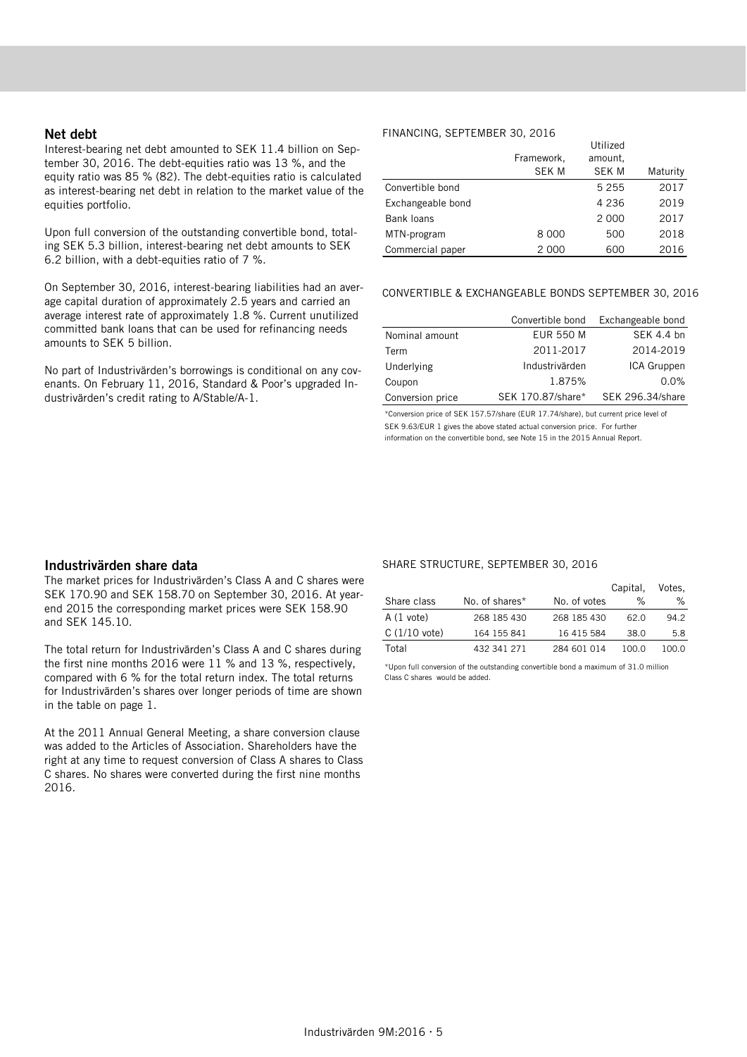## Net debt

Interest-bearing net debt amounted to SEK 11.4 billion on September 30, 2016. The debt-equities ratio was 13 %, and the equity ratio was 85 % (82). The debt-equities ratio is calculated as interest-bearing net debt in relation to the market value of the equities portfolio.

Upon full conversion of the outstanding convertible bond, totaling SEK 5.3 billion, interest-bearing net debt amounts to SEK 6.2 billion, with a debt-equities ratio of 7 %.

On September 30, 2016, interest-bearing liabilities had an average capital duration of approximately 2.5 years and carried an average interest rate of approximately 1.8 %. Current unutilized committed bank loans that can be used for refinancing needs amounts to SEK 5 billion.

No part of Industrivärden's borrowings is conditional on any covenants. On February 11, 2016, Standard & Poor's upgraded Industrivärden's credit rating to A/Stable/A-1.

FINANCING, SEPTEMBER 30, 2016

| | Framework, SEK M | Utilized amount, SEK M | Maturity |
|---|---|---|---|
| Convertible bond | | 5 255 | 2017 |
| Exchangeable bond | | 4 236 | 2019 |
| Bank loans | | 2 000 | 2017 |
| MTN-program | 8 000 | 500 | 2018 |
| Commercial paper | 2 000 | 600 | 2016 |

CONVERTIBLE & EXCHANGEABLE BONDS SEPTEMBER 30, 2016

| | Convertible bond | Exchangeable bond |
|---|---|---|
| Nominal amount | EUR 550 M | SEK 4.4 bn |
| Term | 2011-2017 | 2014-2019 |
| Underlying | Industrivärden | ICA Gruppen |
| Coupon | 1.875% | 0.0% |
| Conversion price | SEK 170.87/share* | SEK 296.34/share |

*Conversion price of SEK 157.57/share (EUR 17.74/share), but current price level of SEK 9.63/EUR 1 gives the above stated actual conversion price. For further information on the convertible bond, see Note 15 in the 2015 Annual Report.

## Industrivärden share data

The market prices for Industrivärden's Class A and C shares were SEK 170.90 and SEK 158.70 on September 30, 2016. At year-end 2015 the corresponding market prices were SEK 158.90 and SEK 145.10.

The total return for Industrivärden's Class A and C shares during the first nine months 2016 were 11 % and 13 %, respectively, compared with 6 % for the total return index. The total returns for Industrivärden's shares over longer periods of time are shown in the table on page 1.

At the 2011 Annual General Meeting, a share conversion clause was added to the Articles of Association. Shareholders have the right at any time to request conversion of Class A shares to Class C shares. No shares were converted during the first nine months 2016.

SHARE STRUCTURE, SEPTEMBER 30, 2016

| Share class | No. of shares* | No. of votes | Capital, % | Votes, % |
|---|---|---|---|---|
| A (1 vote) | 268 185 430 | 268 185 430 | 62.0 | 94.2 |
| C (1/10 vote) | 164 155 841 | 16 415 584 | 38.0 | 5.8 |
| Total | 432 341 271 | 284 601 014 | 100.0 | 100.0 |

*Upon full conversion of the outstanding convertible bond a maximum of 31.0 million Class C shares would be added.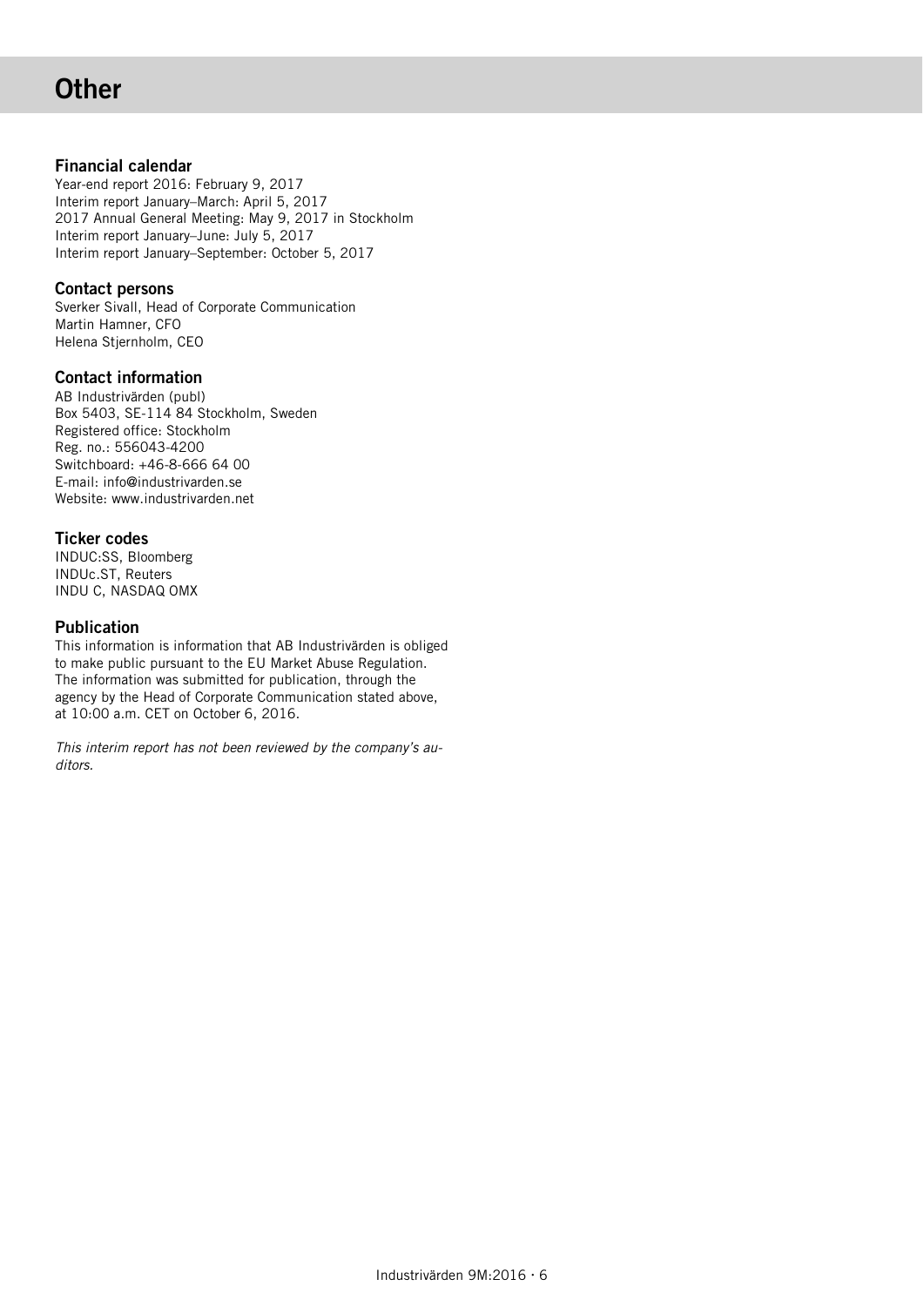# Other

### Financial calendar

Year-end report 2016: February 9, 2017
Interim report January–March: April 5, 2017
2017 Annual General Meeting: May 9, 2017 in Stockholm
Interim report January–June: July 5, 2017
Interim report January–September: October 5, 2017

### Contact persons

Sverker Sivall, Head of Corporate Communication
Martin Hamner, CFO
Helena Stjernholm, CEO

### Contact information

AB Industrivärden (publ)
Box 5403, SE-114 84 Stockholm, Sweden
Registered office: Stockholm
Reg. no.: 556043-4200
Switchboard: +46-8-666 64 00
E-mail: info@industrivarden.se
Website: www.industrivarden.net

### Ticker codes

INDUC:SS, Bloomberg
INDUc.ST, Reuters
INDU C, NASDAQ OMX

### Publication

This information is information that AB Industrivärden is obliged to make public pursuant to the EU Market Abuse Regulation. The information was submitted for publication, through the agency by the Head of Corporate Communication stated above, at 10:00 a.m. CET on October 6, 2016.

*This interim report has not been reviewed by the company's auditors.*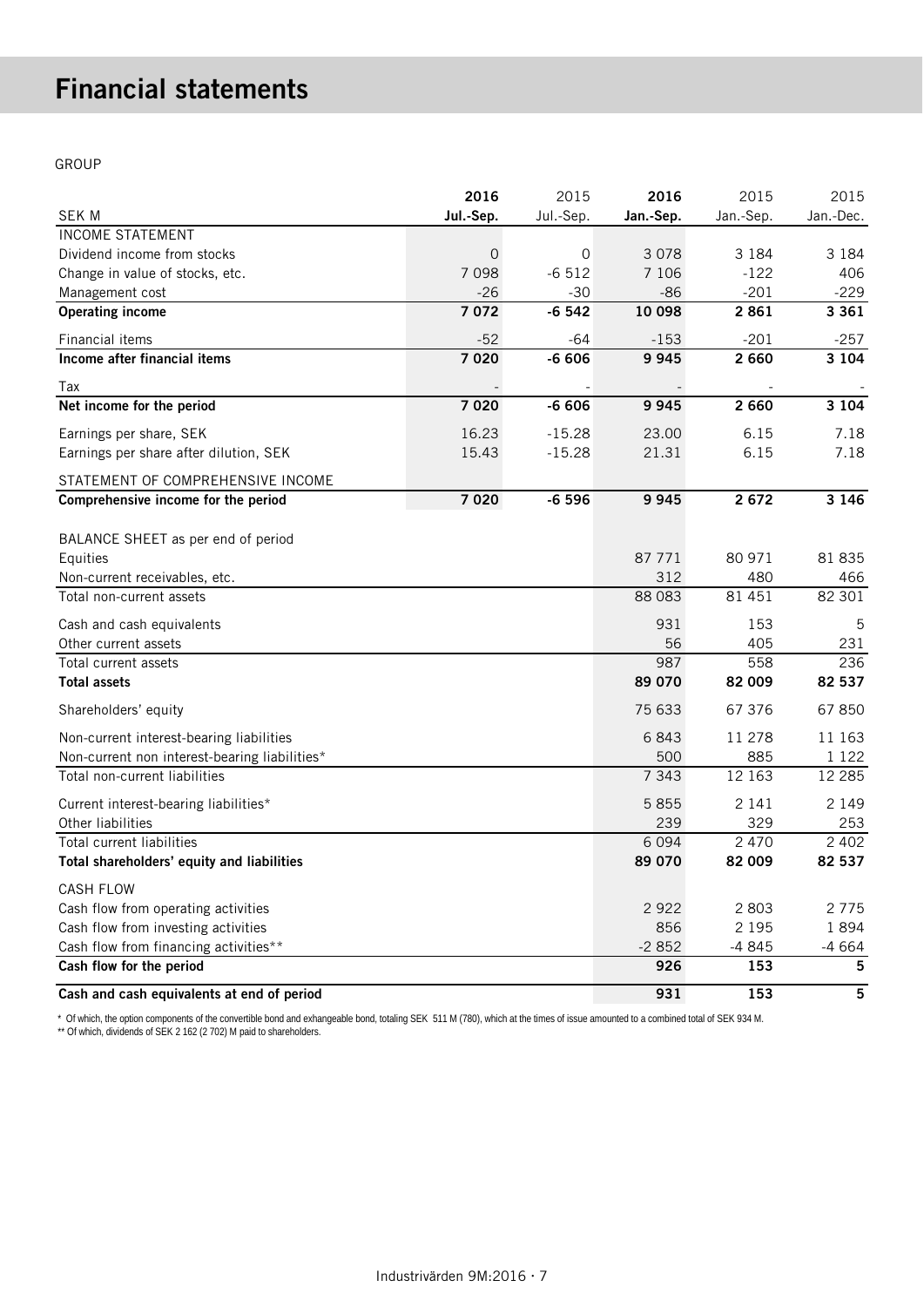# Financial statements

GROUP

| SEK M | 2016 Jul.-Sep. | 2015 Jul.-Sep. | 2016 Jan.-Sep. | 2015 Jan.-Sep. | 2015 Jan.-Dec. |
|---|---|---|---|---|---|
| INCOME STATEMENT | | | | | |
| Dividend income from stocks | 0 | 0 | 3 078 | 3 184 | 3 184 |
| Change in value of stocks, etc. | 7 098 | -6 512 | 7 106 | -122 | 406 |
| Management cost | -26 | -30 | -86 | -201 | -229 |
| **Operating income** | **7 072** | **-6 542** | **10 098** | **2 861** | **3 361** |
| Financial items | -52 | -64 | -153 | -201 | -257 |
| **Income after financial items** | **7 020** | **-6 606** | **9 945** | **2 660** | **3 104** |
| Tax | - | - | - | - | - |
| **Net income for the period** | **7 020** | **-6 606** | **9 945** | **2 660** | **3 104** |
| Earnings per share, SEK | 16.23 | -15.28 | 23.00 | 6.15 | 7.18 |
| Earnings per share after dilution, SEK | 15.43 | -15.28 | 21.31 | 6.15 | 7.18 |
| STATEMENT OF COMPREHENSIVE INCOME | | | | | |
| **Comprehensive income for the period** | **7 020** | **-6 596** | **9 945** | **2 672** | **3 146** |
| BALANCE SHEET as per end of period | | | | | |
| Equities | | | 87 771 | 80 971 | 81 835 |
| Non-current receivables, etc. | | | 312 | 480 | 466 |
| Total non-current assets | | | 88 083 | 81 451 | 82 301 |
| Cash and cash equivalents | | | 931 | 153 | 5 |
| Other current assets | | | 56 | 405 | 231 |
| Total current assets | | | 987 | 558 | 236 |
| **Total assets** | | | **89 070** | **82 009** | **82 537** |
| Shareholders' equity | | | 75 633 | 67 376 | 67 850 |
| Non-current interest-bearing liabilities | | | 6 843 | 11 278 | 11 163 |
| Non-current non interest-bearing liabilities* | | | 500 | 885 | 1 122 |
| Total non-current liabilities | | | 7 343 | 12 163 | 12 285 |
| Current interest-bearing liabilities* | | | 5 855 | 2 141 | 2 149 |
| Other liabilities | | | 239 | 329 | 253 |
| Total current liabilities | | | 6 094 | 2 470 | 2 402 |
| **Total shareholders' equity and liabilities** | | | **89 070** | **82 009** | **82 537** |
| CASH FLOW | | | | | |
| Cash flow from operating activities | | | 2 922 | 2 803 | 2 775 |
| Cash flow from investing activities | | | 856 | 2 195 | 1 894 |
| Cash flow from financing activities** | | | -2 852 | -4 845 | -4 664 |
| **Cash flow for the period** | | | **926** | **153** | **5** |
| **Cash and cash equivalents at end of period** | | | **931** | **153** | **5** |

\* Of which, the option components of the convertible bond and exhangeable bond, totaling SEK 511 M (780), which at the times of issue amounted to a combined total of SEK 934 M.

** Of which, dividends of SEK 2 162 (2 702) M paid to shareholders.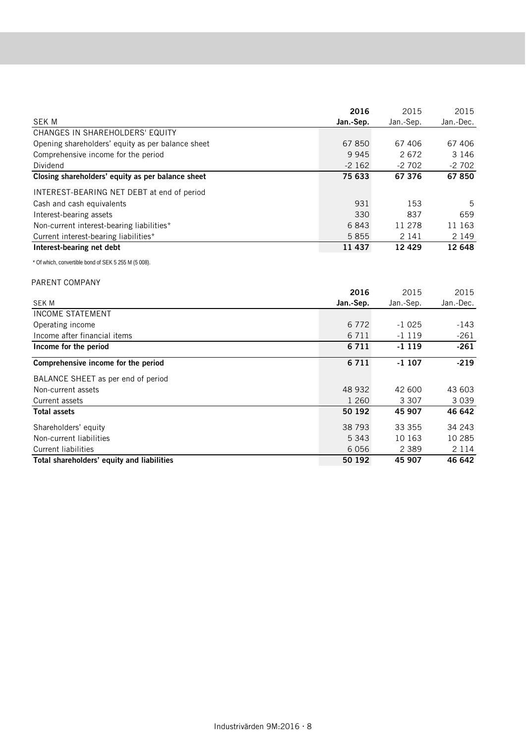| SEK M | 2016 Jan.-Sep. | 2015 Jan.-Sep. | 2015 Jan.-Dec. |
|---|---|---|---|
| CHANGES IN SHAREHOLDERS' EQUITY | | | |
| Opening shareholders' equity as per balance sheet | 67 850 | 67 406 | 67 406 |
| Comprehensive income for the period | 9 945 | 2 672 | 3 146 |
| Dividend | -2 162 | -2 702 | -2 702 |
| **Closing shareholders' equity as per balance sheet** | **75 633** | **67 376** | **67 850** |
| INTEREST-BEARING NET DEBT at end of period | | | |
| Cash and cash equivalents | 931 | 153 | 5 |
| Interest-bearing assets | 330 | 837 | 659 |
| Non-current interest-bearing liabilities* | 6 843 | 11 278 | 11 163 |
| Current interest-bearing liabilities* | 5 855 | 2 141 | 2 149 |
| **Interest-bearing net debt** | **11 437** | **12 429** | **12 648** |

* Of which, convertible bond of SEK 5 255 M (5 008).

PARENT COMPANY

| SEK M | 2016 Jan.-Sep. | 2015 Jan.-Sep. | 2015 Jan.-Dec. |
|---|---|---|---|
| INCOME STATEMENT | | | |
| Operating income | 6 772 | -1 025 | -143 |
| Income after financial items | 6 711 | -1 119 | -261 |
| **Income for the period** | **6 711** | **-1 119** | **-261** |
| **Comprehensive income for the period** | **6 711** | **-1 107** | **-219** |
| BALANCE SHEET as per end of period | | | |
| Non-current assets | 48 932 | 42 600 | 43 603 |
| Current assets | 1 260 | 3 307 | 3 039 |
| **Total assets** | **50 192** | **45 907** | **46 642** |
| Shareholders' equity | 38 793 | 33 355 | 34 243 |
| Non-current liabilities | 5 343 | 10 163 | 10 285 |
| Current liabilities | 6 056 | 2 389 | 2 114 |
| **Total shareholders' equity and liabilities** | **50 192** | **45 907** | **46 642** |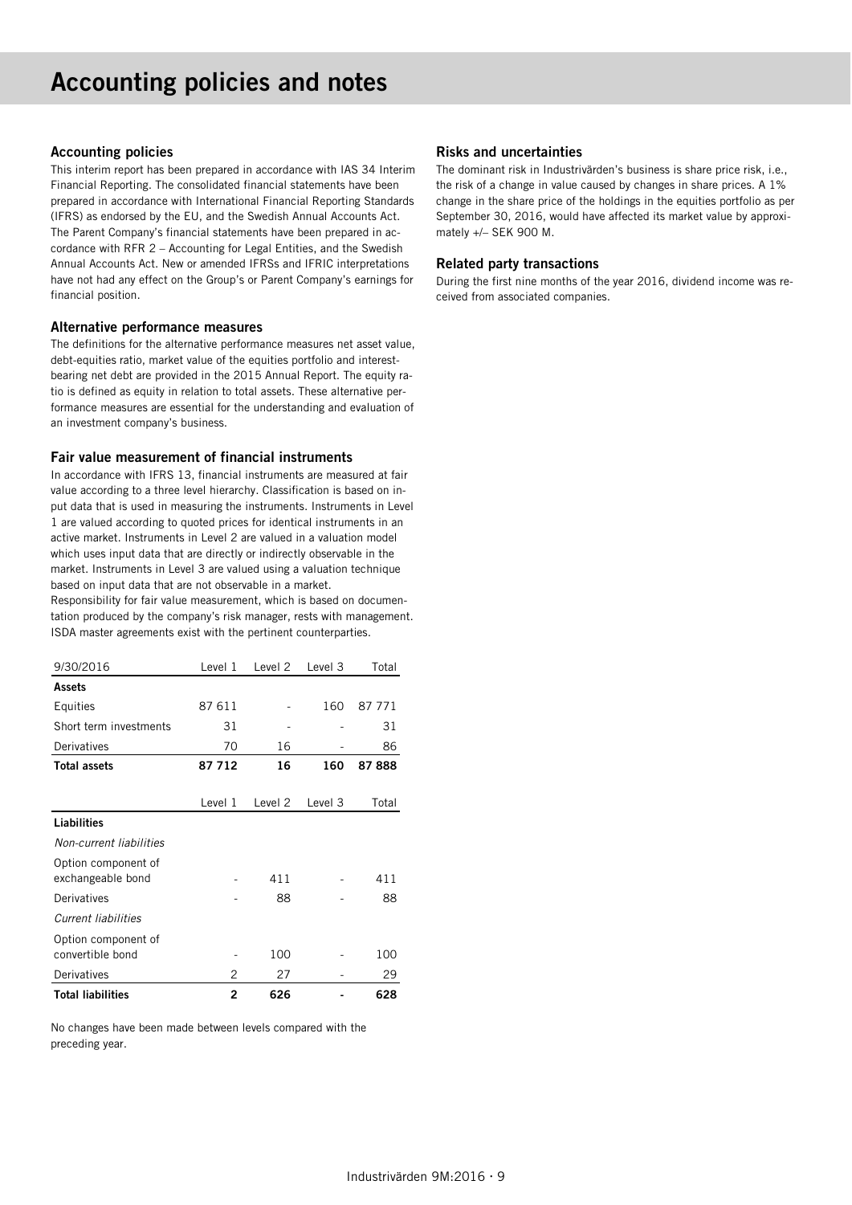# Accounting policies and notes

## Accounting policies

This interim report has been prepared in accordance with IAS 34 Interim Financial Reporting. The consolidated financial statements have been prepared in accordance with International Financial Reporting Standards (IFRS) as endorsed by the EU, and the Swedish Annual Accounts Act. The Parent Company's financial statements have been prepared in accordance with RFR 2 – Accounting for Legal Entities, and the Swedish Annual Accounts Act. New or amended IFRSs and IFRIC interpretations have not had any effect on the Group's or Parent Company's earnings for financial position.

## Alternative performance measures

The definitions for the alternative performance measures net asset value, debt-equities ratio, market value of the equities portfolio and interest-bearing net debt are provided in the 2015 Annual Report. The equity ratio is defined as equity in relation to total assets. These alternative performance measures are essential for the understanding and evaluation of an investment company's business.

## Fair value measurement of financial instruments

In accordance with IFRS 13, financial instruments are measured at fair value according to a three level hierarchy. Classification is based on input data that is used in measuring the instruments. Instruments in Level 1 are valued according to quoted prices for identical instruments in an active market. Instruments in Level 2 are valued in a valuation model which uses input data that are directly or indirectly observable in the market. Instruments in Level 3 are valued using a valuation technique based on input data that are not observable in a market.
Responsibility for fair value measurement, which is based on documentation produced by the company's risk manager, rests with management. ISDA master agreements exist with the pertinent counterparties.

| 9/30/2016 | Level 1 | Level 2 | Level 3 | Total |
|---|---|---|---|---|
| **Assets** | | | | |
| Equities | 87 611 | - | 160 | 87 771 |
| Short term investments | 31 | - | - | 31 |
| Derivatives | 70 | 16 | - | 86 |
| **Total assets** | **87 712** | **16** | **160** | **87 888** |

| | Level 1 | Level 2 | Level 3 | Total |
|---|---|---|---|---|
| **Liabilities** | | | | |
| *Non-current liabilities* | | | | |
| Option component of exchangeable bond | - | 411 | - | 411 |
| Derivatives | - | 88 | - | 88 |
| *Current liabilities* | | | | |
| Option component of convertible bond | - | 100 | - | 100 |
| Derivatives | 2 | 27 | - | 29 |
| **Total liabilities** | **2** | **626** | **-** | **628** |

No changes have been made between levels compared with the preceding year.

## Risks and uncertainties

The dominant risk in Industrivärden's business is share price risk, i.e., the risk of a change in value caused by changes in share prices. A 1% change in the share price of the holdings in the equities portfolio as per September 30, 2016, would have affected its market value by approximately +/– SEK 900 M.

## Related party transactions

During the first nine months of the year 2016, dividend income was received from associated companies.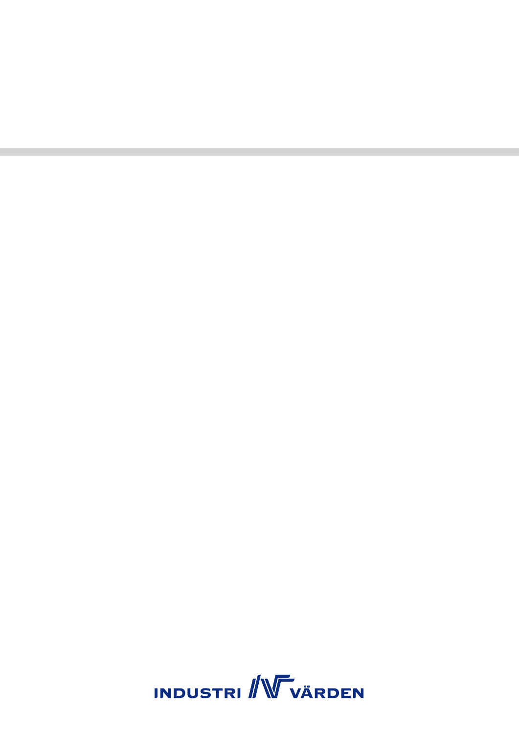INDUSTRI VÄRDEN